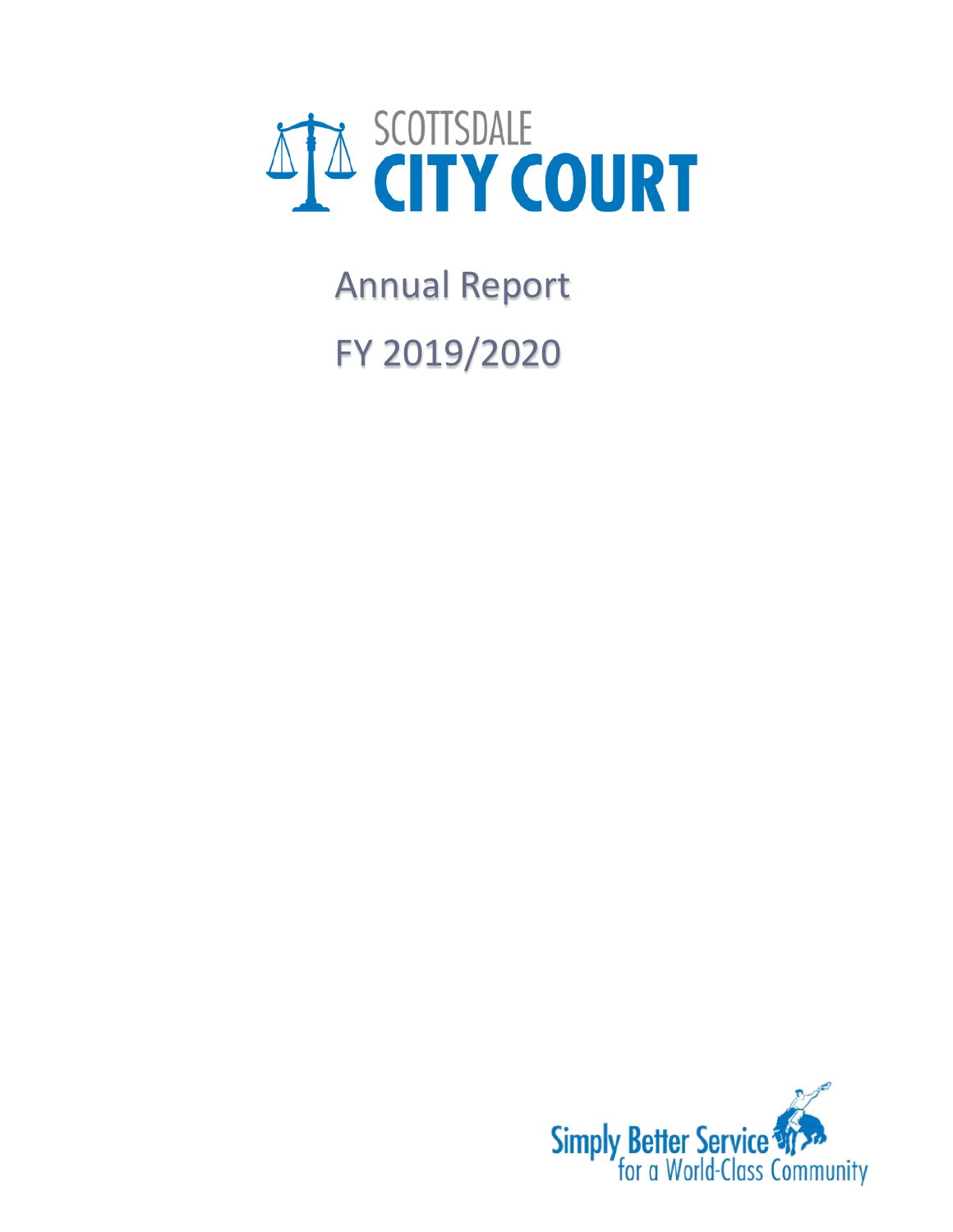# SCOTTSDALE CITY COURT

Annual Report

FY 2019/2020

Simply Better Service for a World-Class Community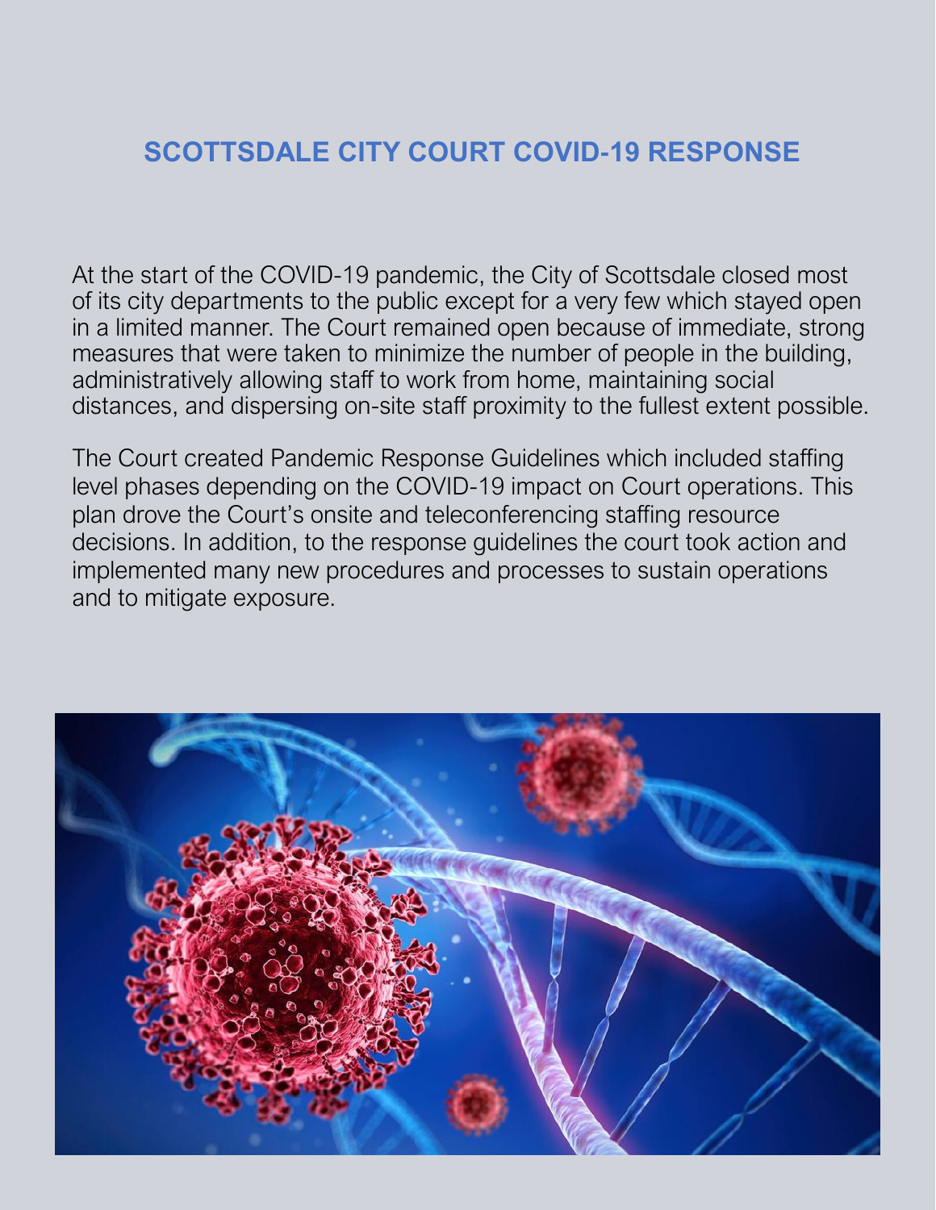# SCOTTSDALE CITY COURT COVID-19 RESPONSE

At the start of the COVID-19 pandemic, the City of Scottsdale closed most of its city departments to the public except for a very few which stayed open in a limited manner. The Court remained open because of immediate, strong measures that were taken to minimize the number of people in the building, administratively allowing staff to work from home, maintaining social distances, and dispersing on-site staff proximity to the fullest extent possible.

The Court created Pandemic Response Guidelines which included staffing level phases depending on the COVID-19 impact on Court operations. This plan drove the Court's onsite and teleconferencing staffing resource decisions. In addition, to the response guidelines the court took action and implemented many new procedures and processes to sustain operations and to mitigate exposure.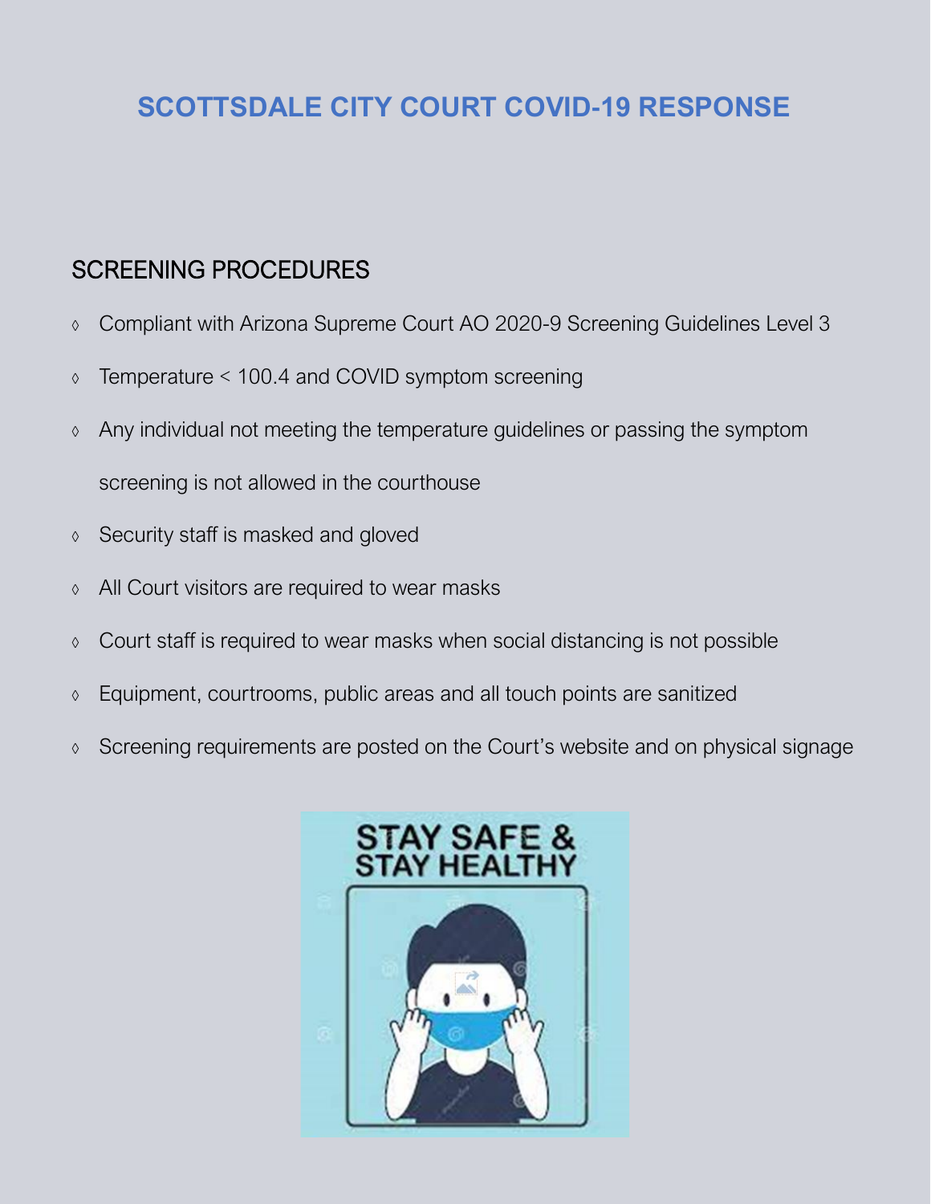# SCOTTSDALE CITY COURT COVID-19 RESPONSE

## SCREENING PROCEDURES

- Compliant with Arizona Supreme Court AO 2020-9 Screening Guidelines Level 3
- Temperature < 100.4 and COVID symptom screening
- Any individual not meeting the temperature guidelines or passing the symptom screening is not allowed in the courthouse
- Security staff is masked and gloved
- All Court visitors are required to wear masks
- Court staff is required to wear masks when social distancing is not possible
- Equipment, courtrooms, public areas and all touch points are sanitized
- Screening requirements are posted on the Court's website and on physical signage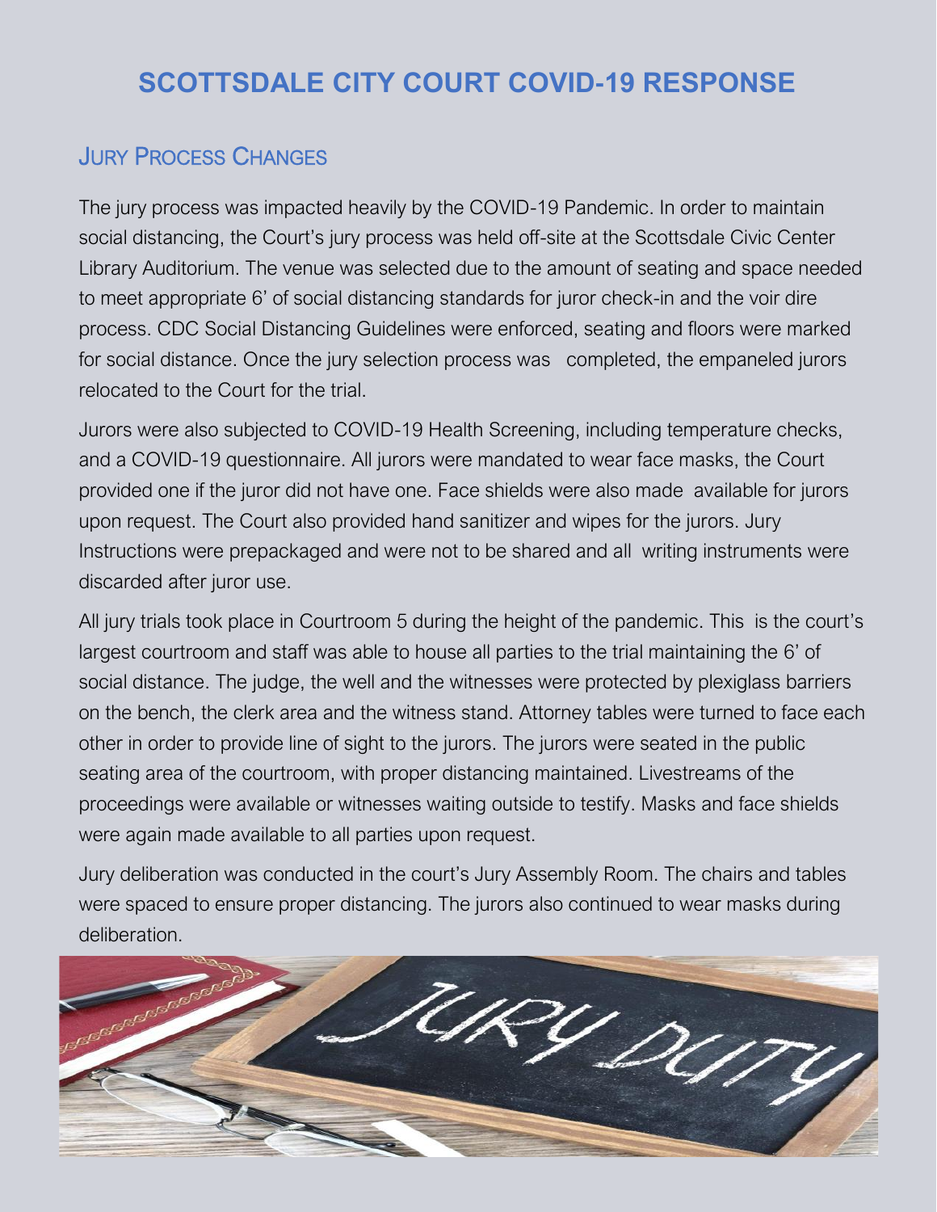# SCOTTSDALE CITY COURT COVID-19 RESPONSE

## Jury Process Changes

The jury process was impacted heavily by the COVID-19 Pandemic. In order to maintain social distancing, the Court's jury process was held off-site at the Scottsdale Civic Center Library Auditorium. The venue was selected due to the amount of seating and space needed to meet appropriate 6' of social distancing standards for juror check-in and the voir dire process. CDC Social Distancing Guidelines were enforced, seating and floors were marked for social distance. Once the jury selection process was completed, the empaneled jurors relocated to the Court for the trial.

Jurors were also subjected to COVID-19 Health Screening, including temperature checks, and a COVID-19 questionnaire. All jurors were mandated to wear face masks, the Court provided one if the juror did not have one. Face shields were also made available for jurors upon request. The Court also provided hand sanitizer and wipes for the jurors. Jury Instructions were prepackaged and were not to be shared and all writing instruments were discarded after juror use.

All jury trials took place in Courtroom 5 during the height of the pandemic. This is the court's largest courtroom and staff was able to house all parties to the trial maintaining the 6' of social distance. The judge, the well and the witnesses were protected by plexiglass barriers on the bench, the clerk area and the witness stand. Attorney tables were turned to face each other in order to provide line of sight to the jurors. The jurors were seated in the public seating area of the courtroom, with proper distancing maintained. Livestreams of the proceedings were available or witnesses waiting outside to testify. Masks and face shields were again made available to all parties upon request.

Jury deliberation was conducted in the court's Jury Assembly Room. The chairs and tables were spaced to ensure proper distancing. The jurors also continued to wear masks during deliberation.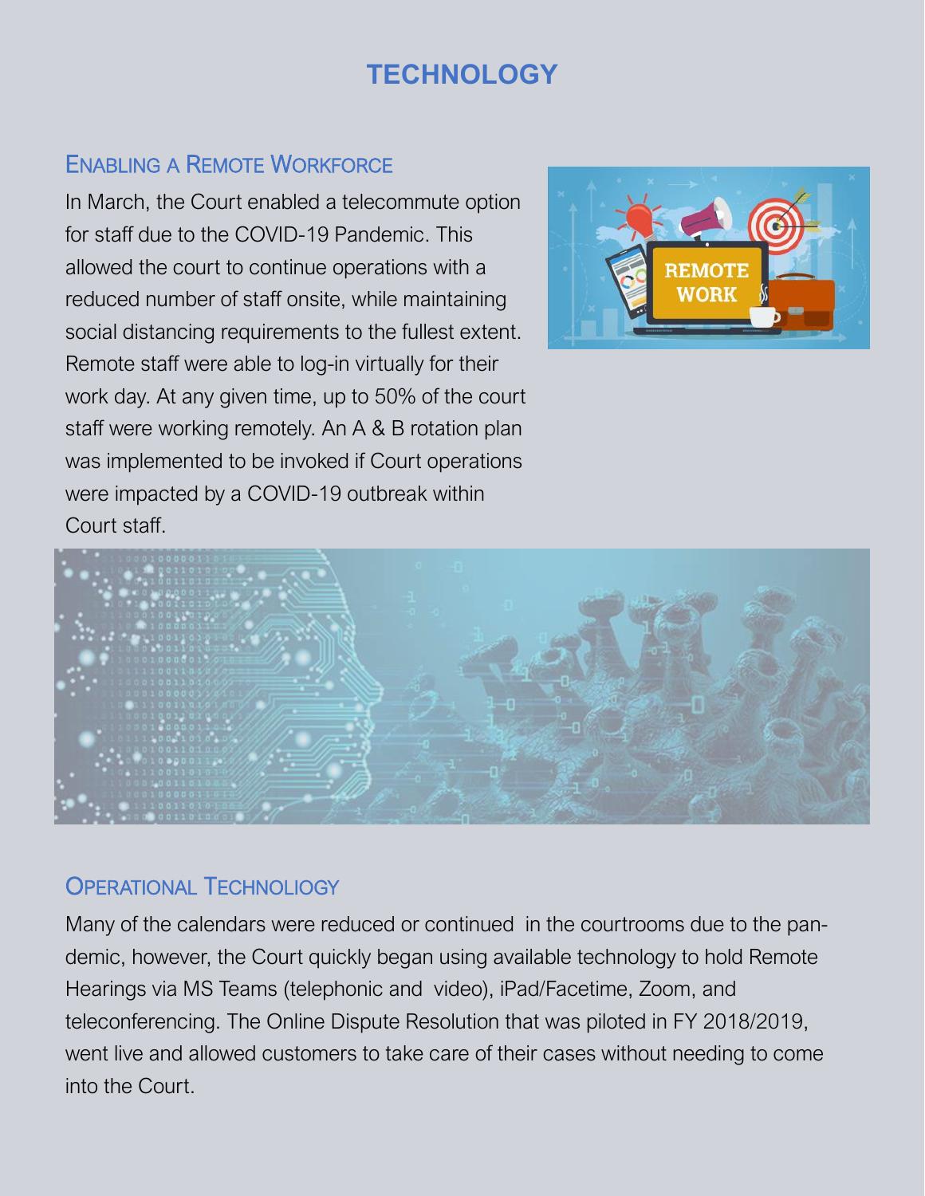# TECHNOLOGY

## Enabling a Remote Workforce

In March, the Court enabled a telecommute option for staff due to the COVID-19 Pandemic. This allowed the court to continue operations with a reduced number of staff onsite, while maintaining social distancing requirements to the fullest extent. Remote staff were able to log-in virtually for their work day. At any given time, up to 50% of the court staff were working remotely. An A & B rotation plan was implemented to be invoked if Court operations were impacted by a COVID-19 outbreak within Court staff.

## Operational Technoliogy

Many of the calendars were reduced or continued in the courtrooms due to the pandemic, however, the Court quickly began using available technology to hold Remote Hearings via MS Teams (telephonic and video), iPad/Facetime, Zoom, and teleconferencing. The Online Dispute Resolution that was piloted in FY 2018/2019, went live and allowed customers to take care of their cases without needing to come into the Court.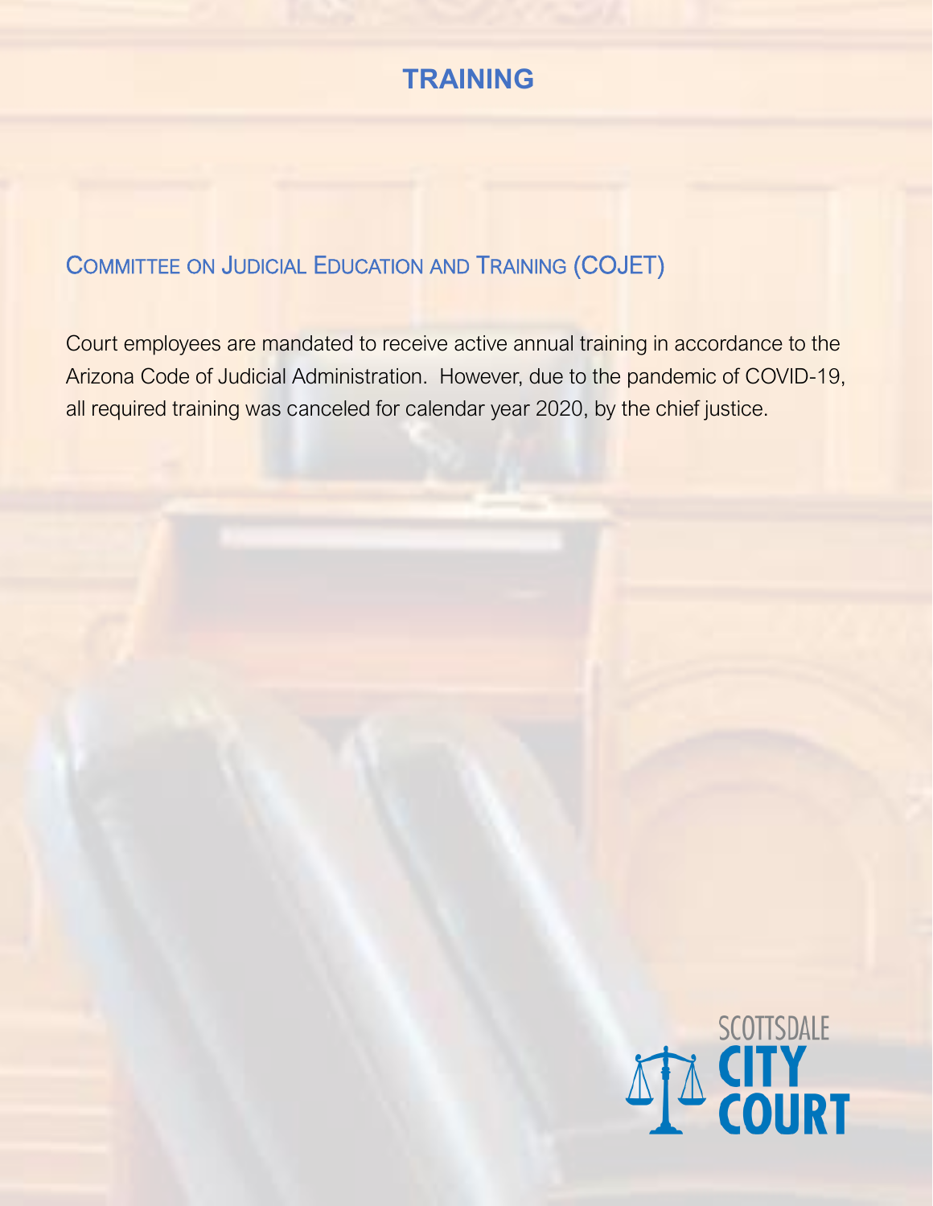# TRAINING

## Committee on Judicial Education and Training (COJET)

Court employees are mandated to receive active annual training in accordance to the Arizona Code of Judicial Administration. However, due to the pandemic of COVID-19, all required training was canceled for calendar year 2020, by the chief justice.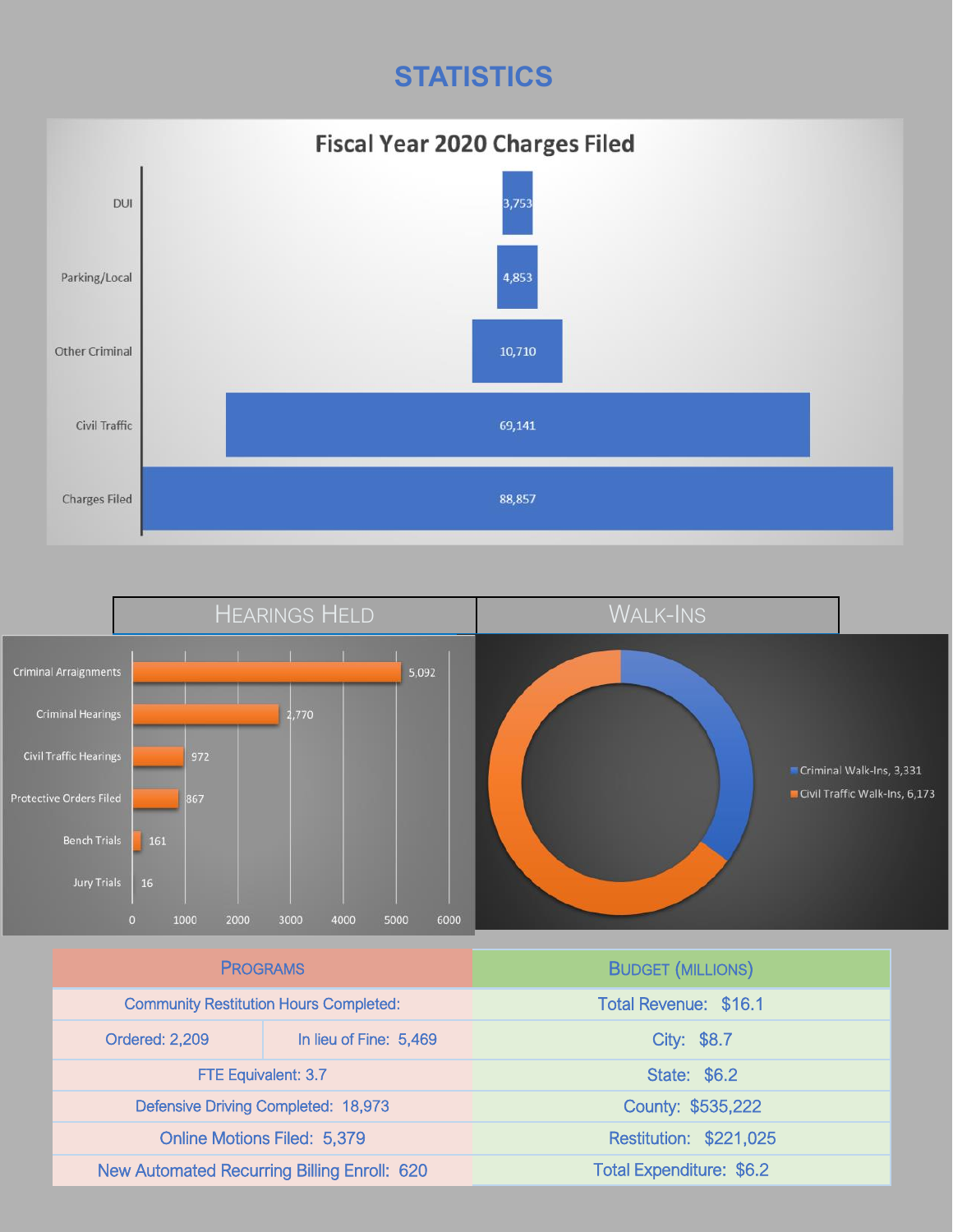# STATISTICS

## Fiscal Year 2020 Charges Filed

| Category | Count |
|---|---|
| DUI | 3,753 |
| Parking/Local | 4,853 |
| Other Criminal | 10,710 |
| Civil Traffic | 69,141 |
| Charges Filed | 88,857 |

## Hearings Held

| Category | Count |
|---|---|
| Criminal Arraignments | 5,092 |
| Criminal Hearings | 2,770 |
| Civil Traffic Hearings | 972 |
| Protective Orders Filed | 867 |
| Bench Trials | 161 |
| Jury Trials | 16 |

## Walk-Ins

- Criminal Walk-Ins, 3,331
- Civil Traffic Walk-Ins, 6,173

| Programs | | Budget (Millions) |
|---|---|---|
| Community Restitution Hours Completed: | | Total Revenue: $16.1 |
| Ordered: 2,209 | In lieu of Fine: 5,469 | City: $8.7 |
| FTE Equivalent: 3.7 | | State: $6.2 |
| Defensive Driving Completed: 18,973 | | County: $535,222 |
| Online Motions Filed: 5,379 | | Restitution: $221,025 |
| New Automated Recurring Billing Enroll: 620 | | Total Expenditure: $6.2 |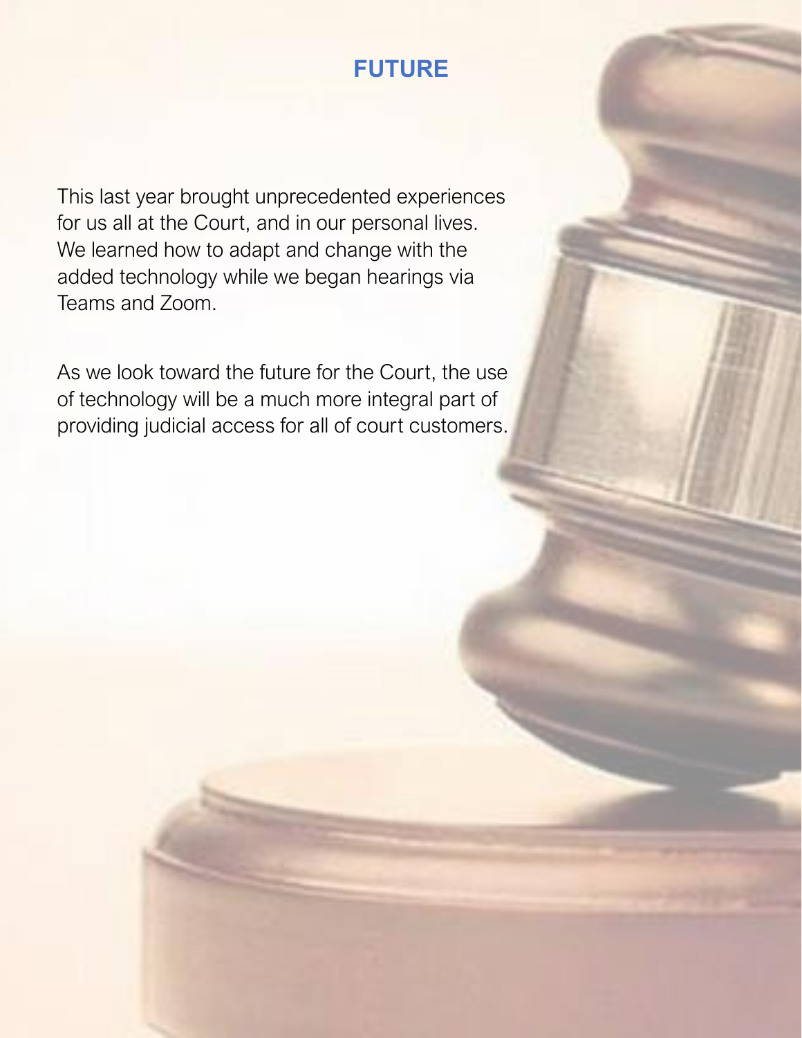# FUTURE

This last year brought unprecedented experiences for us all at the Court, and in our personal lives. We learned how to adapt and change with the added technology while we began hearings via Teams and Zoom.

As we look toward the future for the Court, the use of technology will be a much more integral part of providing judicial access for all of court customers.